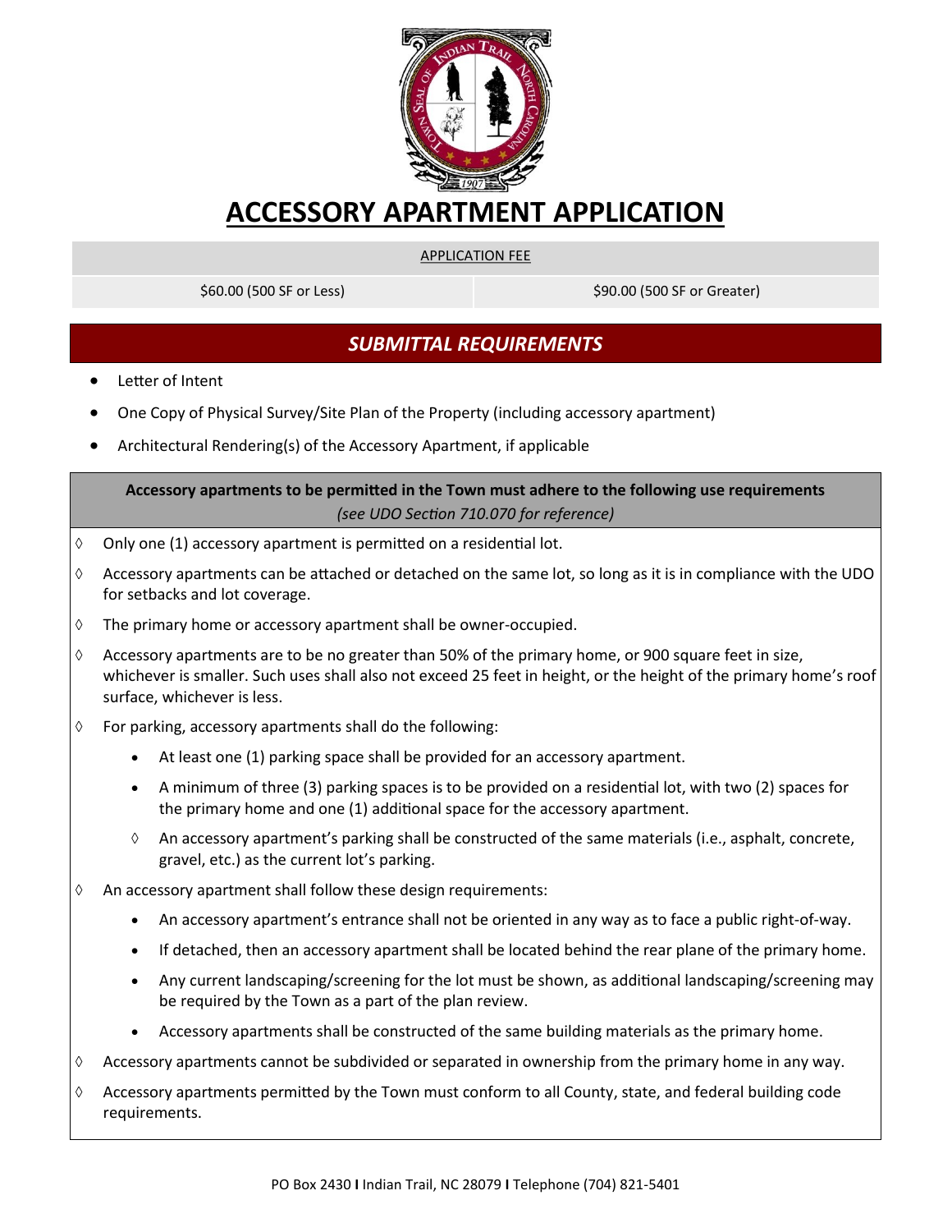# ACCESSORY APARTMENT APPLICATION

| APPLICATION FEE | |
|---|---|
| $60.00 (500 SF or Less) | $90.00 (500 SF or Greater) |

## *SUBMITTAL REQUIREMENTS*

- Letter of Intent
- One Copy of Physical Survey/Site Plan of the Property (including accessory apartment)
- Architectural Rendering(s) of the Accessory Apartment, if applicable

**Accessory apartments to be permitted in the Town must adhere to the following use requirements**
*(see UDO Section 710.070 for reference)*

◊ Only one (1) accessory apartment is permitted on a residential lot.

◊ Accessory apartments can be attached or detached on the same lot, so long as it is in compliance with the UDO for setbacks and lot coverage.

◊ The primary home or accessory apartment shall be owner-occupied.

◊ Accessory apartments are to be no greater than 50% of the primary home, or 900 square feet in size, whichever is smaller. Such uses shall also not exceed 25 feet in height, or the height of the primary home's roof surface, whichever is less.

◊ For parking, accessory apartments shall do the following:

- At least one (1) parking space shall be provided for an accessory apartment.
- A minimum of three (3) parking spaces is to be provided on a residential lot, with two (2) spaces for the primary home and one (1) additional space for the accessory apartment.
- ◊ An accessory apartment's parking shall be constructed of the same materials (i.e., asphalt, concrete, gravel, etc.) as the current lot's parking.

◊ An accessory apartment shall follow these design requirements:

- An accessory apartment's entrance shall not be oriented in any way as to face a public right-of-way.
- If detached, then an accessory apartment shall be located behind the rear plane of the primary home.
- Any current landscaping/screening for the lot must be shown, as additional landscaping/screening may be required by the Town as a part of the plan review.
- Accessory apartments shall be constructed of the same building materials as the primary home.

◊ Accessory apartments cannot be subdivided or separated in ownership from the primary home in any way.

◊ Accessory apartments permitted by the Town must conform to all County, state, and federal building code requirements.

PO Box 2430 I Indian Trail, NC 28079 I Telephone (704) 821-5401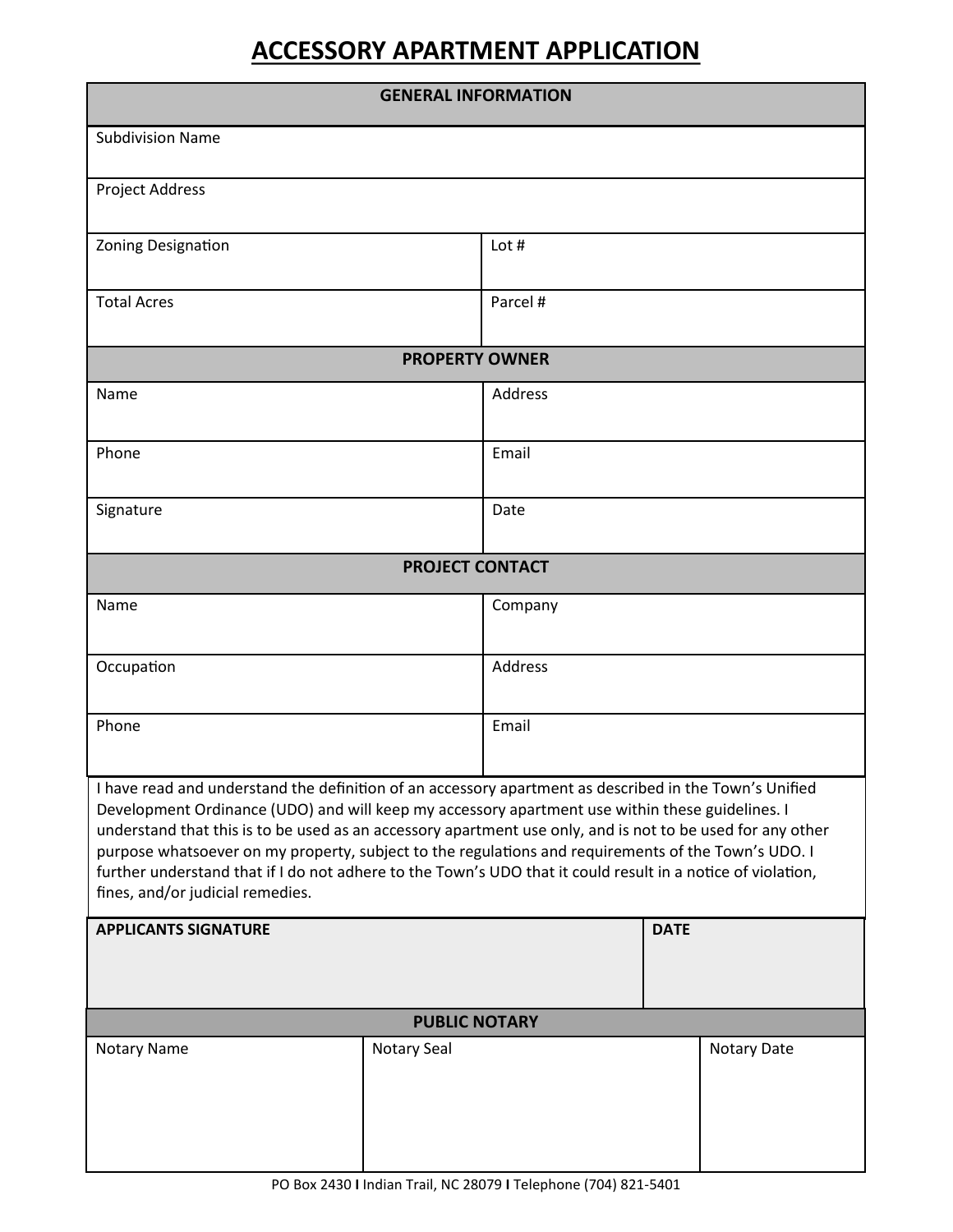# ACCESSORY APARTMENT APPLICATION

| GENERAL INFORMATION | |
|---|---|
| Subdivision Name | |
| Project Address | |
| Zoning Designation | Lot # |
| Total Acres | Parcel # |

| PROPERTY OWNER | |
|---|---|
| Name | Address |
| Phone | Email |
| Signature | Date |

| PROJECT CONTACT | |
|---|---|
| Name | Company |
| Occupation | Address |
| Phone | Email |

I have read and understand the definition of an accessory apartment as described in the Town's Unified Development Ordinance (UDO) and will keep my accessory apartment use within these guidelines. I understand that this is to be used as an accessory apartment use only, and is not to be used for any other purpose whatsoever on my property, subject to the regulations and requirements of the Town's UDO. I further understand that if I do not adhere to the Town's UDO that it could result in a notice of violation, fines, and/or judicial remedies.

| APPLICANTS SIGNATURE | DATE |
|---|---|
| | |

| PUBLIC NOTARY | | |
|---|---|---|
| Notary Name | Notary Seal | Notary Date |
| | | |

PO Box 2430 I Indian Trail, NC 28079 I Telephone (704) 821-5401